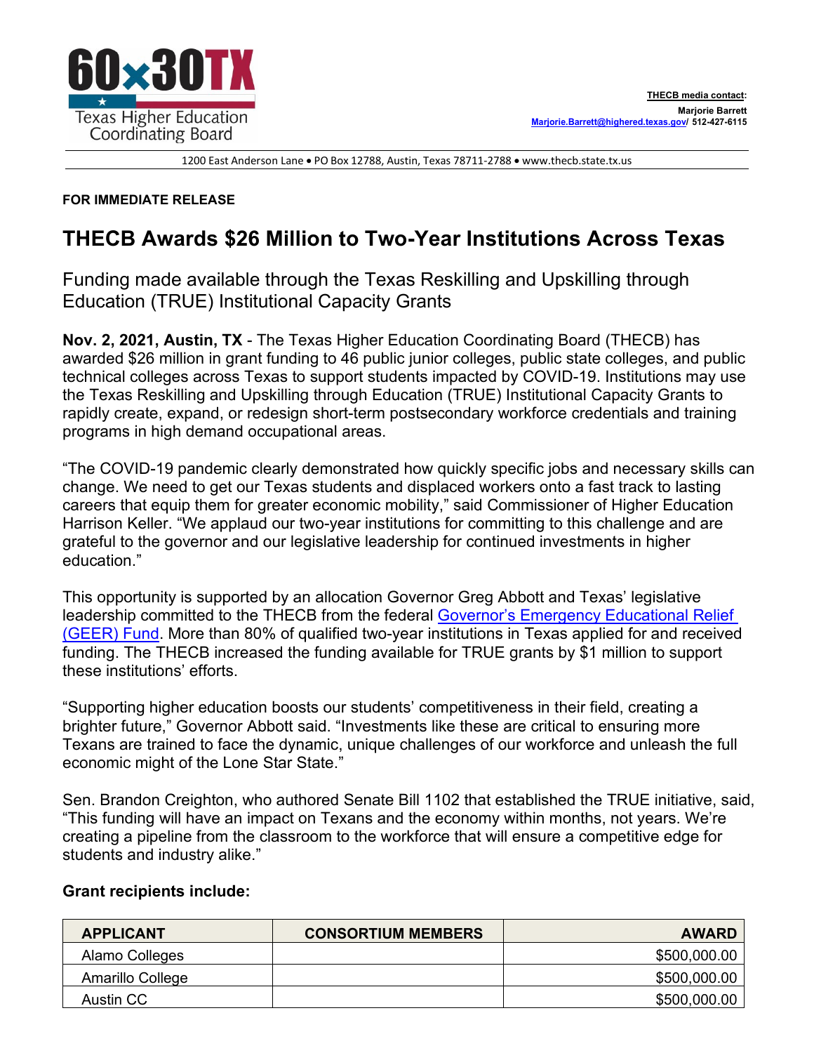60x30TX

Texas Higher Education Coordinating Board

**THECB media contact:**
**Marjorie Barrett**
**[Marjorie.Barrett@highered.texas.gov](mailto:Marjorie.Barrett@highered.texas.gov)/ 512-427-6115**

1200 East Anderson Lane • PO Box 12788, Austin, Texas 78711-2788 • www.thecb.state.tx.us

**FOR IMMEDIATE RELEASE**

# THECB Awards $26 Million to Two-Year Institutions Across Texas

## Funding made available through the Texas Reskilling and Upskilling through Education (TRUE) Institutional Capacity Grants

**Nov. 2, 2021, Austin, TX** - The Texas Higher Education Coordinating Board (THECB) has awarded $26 million in grant funding to 46 public junior colleges, public state colleges, and public technical colleges across Texas to support students impacted by COVID-19. Institutions may use the Texas Reskilling and Upskilling through Education (TRUE) Institutional Capacity Grants to rapidly create, expand, or redesign short-term postsecondary workforce credentials and training programs in high demand occupational areas.

"The COVID-19 pandemic clearly demonstrated how quickly specific jobs and necessary skills can change. We need to get our Texas students and displaced workers onto a fast track to lasting careers that equip them for greater economic mobility," said Commissioner of Higher Education Harrison Keller. "We applaud our two-year institutions for committing to this challenge and are grateful to the governor and our legislative leadership for continued investments in higher education."

This opportunity is supported by an allocation Governor Greg Abbott and Texas' legislative leadership committed to the THECB from the federal [Governor's Emergency Educational Relief (GEER) Fund](). More than 80% of qualified two-year institutions in Texas applied for and received funding. The THECB increased the funding available for TRUE grants by $1 million to support these institutions' efforts.

"Supporting higher education boosts our students' competitiveness in their field, creating a brighter future," Governor Abbott said. "Investments like these are critical to ensuring more Texans are trained to face the dynamic, unique challenges of our workforce and unleash the full economic might of the Lone Star State."

Sen. Brandon Creighton, who authored Senate Bill 1102 that established the TRUE initiative, said, "This funding will have an impact on Texans and the economy within months, not years. We're creating a pipeline from the classroom to the workforce that will ensure a competitive edge for students and industry alike."

**Grant recipients include:**

| APPLICANT | CONSORTIUM MEMBERS | AWARD |
|---|---|---|
| Alamo Colleges | | $500,000.00 |
| Amarillo College | | $500,000.00 |
| Austin CC | | $500,000.00 |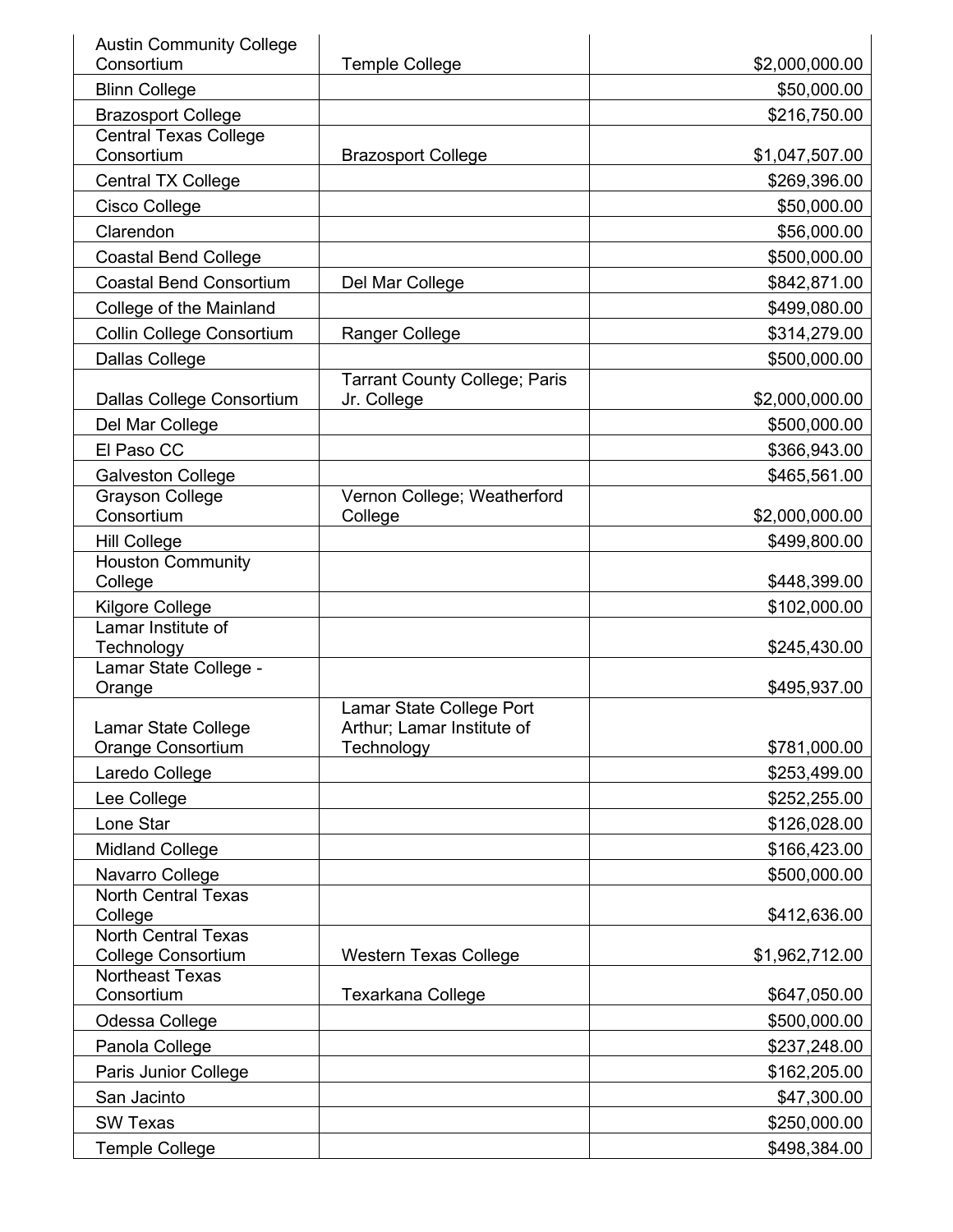| | | |
|---|---|---|
| Austin Community College Consortium | Temple College | $2,000,000.00 |
| Blinn College | | $50,000.00 |
| Brazosport College | | $216,750.00 |
| Central Texas College Consortium | Brazosport College | $1,047,507.00 |
| Central TX College | | $269,396.00 |
| Cisco College | | $50,000.00 |
| Clarendon | | $56,000.00 |
| Coastal Bend College | | $500,000.00 |
| Coastal Bend Consortium | Del Mar College | $842,871.00 |
| College of the Mainland | | $499,080.00 |
| Collin College Consortium | Ranger College | $314,279.00 |
| Dallas College | | $500,000.00 |
| Dallas College Consortium | Tarrant County College; Paris Jr. College | $2,000,000.00 |
| Del Mar College | | $500,000.00 |
| El Paso CC | | $366,943.00 |
| Galveston College | | $465,561.00 |
| Grayson College Consortium | Vernon College; Weatherford College | $2,000,000.00 |
| Hill College | | $499,800.00 |
| Houston Community College | | $448,399.00 |
| Kilgore College | | $102,000.00 |
| Lamar Institute of Technology | | $245,430.00 |
| Lamar State College - Orange | | $495,937.00 |
| Lamar State College Orange Consortium | Lamar State College Port Arthur; Lamar Institute of Technology | $781,000.00 |
| Laredo College | | $253,499.00 |
| Lee College | | $252,255.00 |
| Lone Star | | $126,028.00 |
| Midland College | | $166,423.00 |
| Navarro College | | $500,000.00 |
| North Central Texas College | | $412,636.00 |
| North Central Texas College Consortium | Western Texas College | $1,962,712.00 |
| Northeast Texas Consortium | Texarkana College | $647,050.00 |
| Odessa College | | $500,000.00 |
| Panola College | | $237,248.00 |
| Paris Junior College | | $162,205.00 |
| San Jacinto | | $47,300.00 |
| SW Texas | | $250,000.00 |
| Temple College | | $498,384.00 |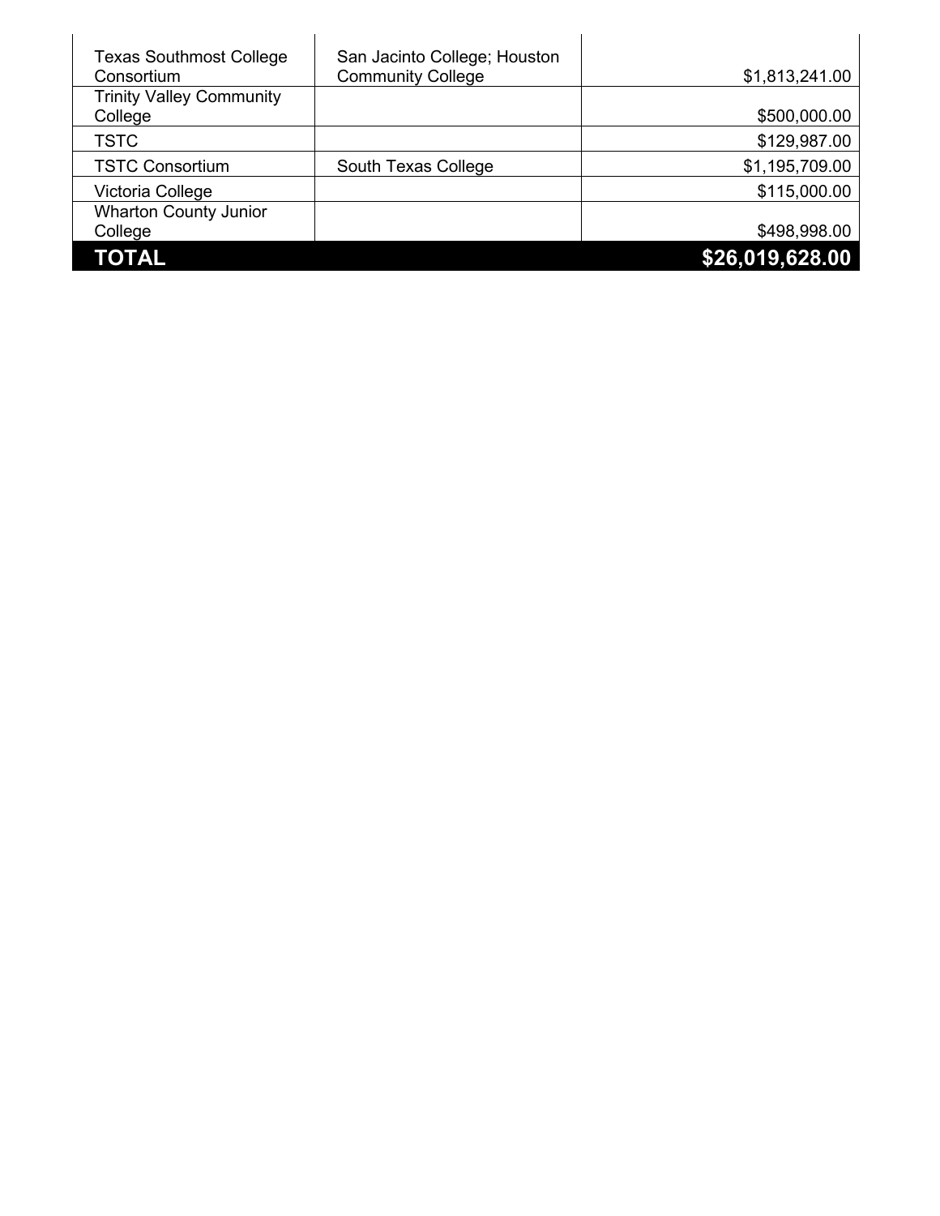| | | |
|---|---|---|
| Texas Southmost College Consortium | San Jacinto College; Houston Community College | $1,813,241.00 |
| Trinity Valley Community College | | $500,000.00 |
| TSTC | | $129,987.00 |
| TSTC Consortium | South Texas College | $1,195,709.00 |
| Victoria College | | $115,000.00 |
| Wharton County Junior College | | $498,998.00 |
| **TOTAL** | | **$26,019,628.00** |